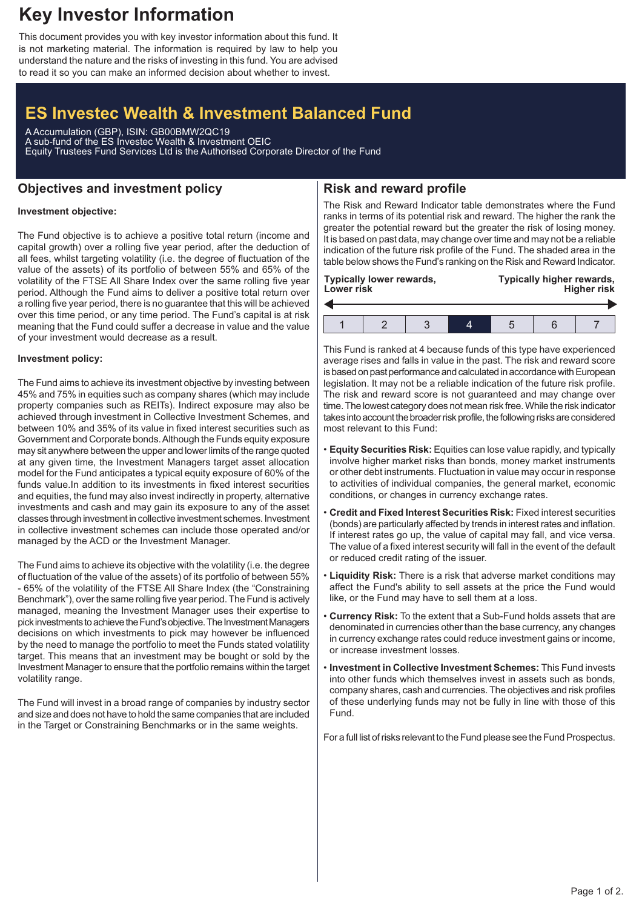# Key Investor Information

This document provides you with key investor information about this fund. It is not marketing material. The information is required by law to help you understand the nature and the risks of investing in this fund. You are advised to read it so you can make an informed decision about whether to invest.

## ES Investec Wealth & Investment Balanced Fund

A Accumulation (GBP), ISIN: GB00BMW2QC19
A sub-fund of the ES Investec Wealth & Investment OEIC
Equity Trustees Fund Services Ltd is the Authorised Corporate Director of the Fund

## Objectives and investment policy

**Investment objective:**

The Fund objective is to achieve a positive total return (income and capital growth) over a rolling five year period, after the deduction of all fees, whilst targeting volatility (i.e. the degree of fluctuation of the value of the assets) of its portfolio of between 55% and 65% of the volatility of the FTSE All Share Index over the same rolling five year period. Although the Fund aims to deliver a positive total return over a rolling five year period, there is no guarantee that this will be achieved over this time period, or any time period. The Fund's capital is at risk meaning that the Fund could suffer a decrease in value and the value of your investment would decrease as a result.

**Investment policy:**

The Fund aims to achieve its investment objective by investing between 45% and 75% in equities such as company shares (which may include property companies such as REITs). Indirect exposure may also be achieved through investment in Collective Investment Schemes, and between 10% and 35% of its value in fixed interest securities such as Government and Corporate bonds. Although the Funds equity exposure may sit anywhere between the upper and lower limits of the range quoted at any given time, the Investment Managers target asset allocation model for the Fund anticipates a typical equity exposure of 60% of the funds value.In addition to its investments in fixed interest securities and equities, the fund may also invest indirectly in property, alternative investments and cash and may gain its exposure to any of the asset classes through investment in collective investment schemes. Investment in collective investment schemes can include those operated and/or managed by the ACD or the Investment Manager.

The Fund aims to achieve its objective with the volatility (i.e. the degree of fluctuation of the value of the assets) of its portfolio of between 55% - 65% of the volatility of the FTSE All Share Index (the "Constraining Benchmark"), over the same rolling five year period. The Fund is actively managed, meaning the Investment Manager uses their expertise to pick investments to achieve the Fund's objective. The Investment Managers decisions on which investments to pick may however be influenced by the need to manage the portfolio to meet the Funds stated volatility target. This means that an investment may be bought or sold by the Investment Manager to ensure that the portfolio remains within the target volatility range.

The Fund will invest in a broad range of companies by industry sector and size and does not have to hold the same companies that are included in the Target or Constraining Benchmarks or in the same weights.

## Risk and reward profile

The Risk and Reward Indicator table demonstrates where the Fund ranks in terms of its potential risk and reward. The higher the rank the greater the potential reward but the greater the risk of losing money. It is based on past data, may change over time and may not be a reliable indication of the future risk profile of the Fund. The shaded area in the table below shows the Fund's ranking on the Risk and Reward Indicator.

**Typically lower rewards, Lower risk** ← → **Typically higher rewards, Higher risk**

| 1 | 2 | 3 | **4** | 5 | 6 | 7 |
|---|---|---|---|---|---|---|

This Fund is ranked at 4 because funds of this type have experienced average rises and falls in value in the past. The risk and reward score is based on past performance and calculated in accordance with European legislation. It may not be a reliable indication of the future risk profile. The risk and reward score is not guaranteed and may change over time. The lowest category does not mean risk free. While the risk indicator takes into account the broader risk profile, the following risks are considered most relevant to this Fund:

- **Equity Securities Risk:** Equities can lose value rapidly, and typically involve higher market risks than bonds, money market instruments or other debt instruments. Fluctuation in value may occur in response to activities of individual companies, the general market, economic conditions, or changes in currency exchange rates.
- **Credit and Fixed Interest Securities Risk:** Fixed interest securities (bonds) are particularly affected by trends in interest rates and inflation. If interest rates go up, the value of capital may fall, and vice versa. The value of a fixed interest security will fall in the event of the default or reduced credit rating of the issuer.
- **Liquidity Risk:** There is a risk that adverse market conditions may affect the Fund's ability to sell assets at the price the Fund would like, or the Fund may have to sell them at a loss.
- **Currency Risk:** To the extent that a Sub-Fund holds assets that are denominated in currencies other than the base currency, any changes in currency exchange rates could reduce investment gains or income, or increase investment losses.
- **Investment in Collective Investment Schemes:** This Fund invests into other funds which themselves invest in assets such as bonds, company shares, cash and currencies. The objectives and risk profiles of these underlying funds may not be fully in line with those of this Fund.

For a full list of risks relevant to the Fund please see the Fund Prospectus.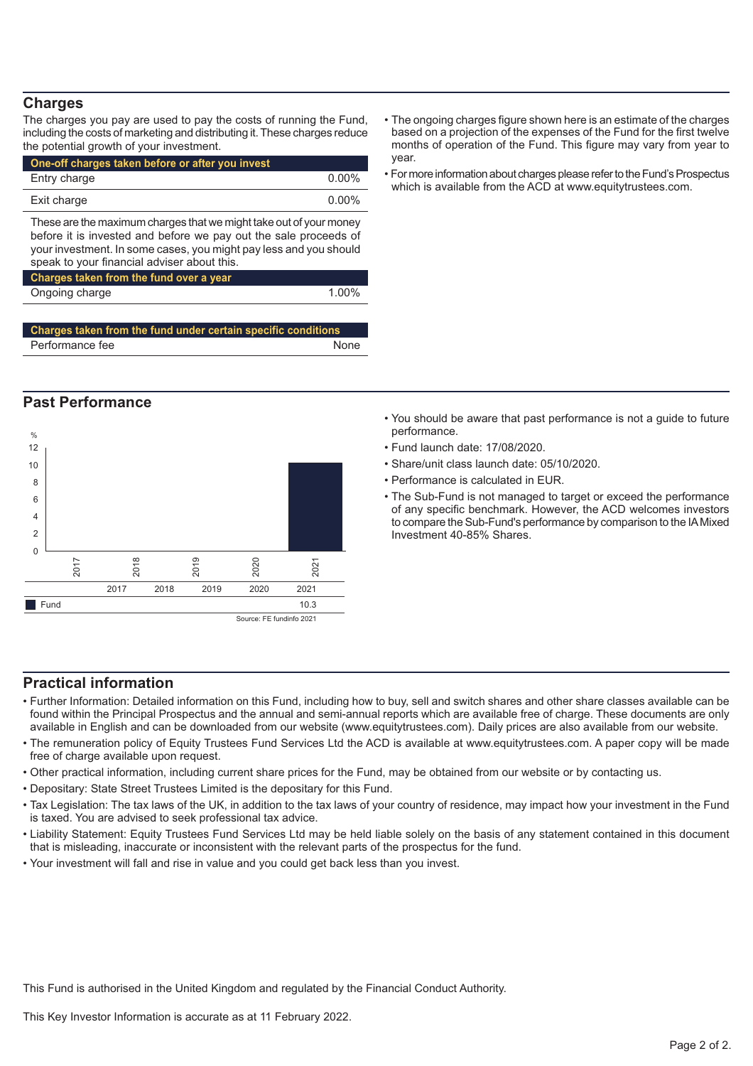## Charges

The charges you pay are used to pay the costs of running the Fund, including the costs of marketing and distributing it. These charges reduce the potential growth of your investment.

| One-off charges taken before or after you invest | |
|---|---|
| Entry charge | 0.00% |
| Exit charge | 0.00% |

These are the maximum charges that we might take out of your money before it is invested and before we pay out the sale proceeds of your investment. In some cases, you might pay less and you should speak to your financial adviser about this.

| Charges taken from the fund over a year | |
|---|---|
| Ongoing charge | 1.00% |

| Charges taken from the fund under certain specific conditions | |
|---|---|
| Performance fee | None |

- The ongoing charges figure shown here is an estimate of the charges based on a projection of the expenses of the Fund for the first twelve months of operation of the Fund. This figure may vary from year to year.
- For more information about charges please refer to the Fund's Prospectus which is available from the ACD at www.equitytrustees.com.

## Past Performance

%
12
10
8
6
4
2
0
2017 2018 2019 2020 2021

2017 2018 2019 2020 2021
Fund 10.3

Source: FE fundinfo 2021

- You should be aware that past performance is not a guide to future performance.
- Fund launch date: 17/08/2020.
- Share/unit class launch date: 05/10/2020.
- Performance is calculated in EUR.
- The Sub-Fund is not managed to target or exceed the performance of any specific benchmark. However, the ACD welcomes investors to compare the Sub-Fund's performance by comparison to the IA Mixed Investment 40-85% Shares.

## Practical information

- Further Information: Detailed information on this Fund, including how to buy, sell and switch shares and other share classes available can be found within the Principal Prospectus and the annual and semi-annual reports which are available free of charge. These documents are only available in English and can be downloaded from our website (www.equitytrustees.com). Daily prices are also available from our website.
- The remuneration policy of Equity Trustees Fund Services Ltd the ACD is available at www.equitytrustees.com. A paper copy will be made free of charge available upon request.
- Other practical information, including current share prices for the Fund, may be obtained from our website or by contacting us.
- Depositary: State Street Trustees Limited is the depositary for this Fund.
- Tax Legislation: The tax laws of the UK, in addition to the tax laws of your country of residence, may impact how your investment in the Fund is taxed. You are advised to seek professional tax advice.
- Liability Statement: Equity Trustees Fund Services Ltd may be held liable solely on the basis of any statement contained in this document that is misleading, inaccurate or inconsistent with the relevant parts of the prospectus for the fund.
- Your investment will fall and rise in value and you could get back less than you invest.

This Fund is authorised in the United Kingdom and regulated by the Financial Conduct Authority.

This Key Investor Information is accurate as at 11 February 2022.